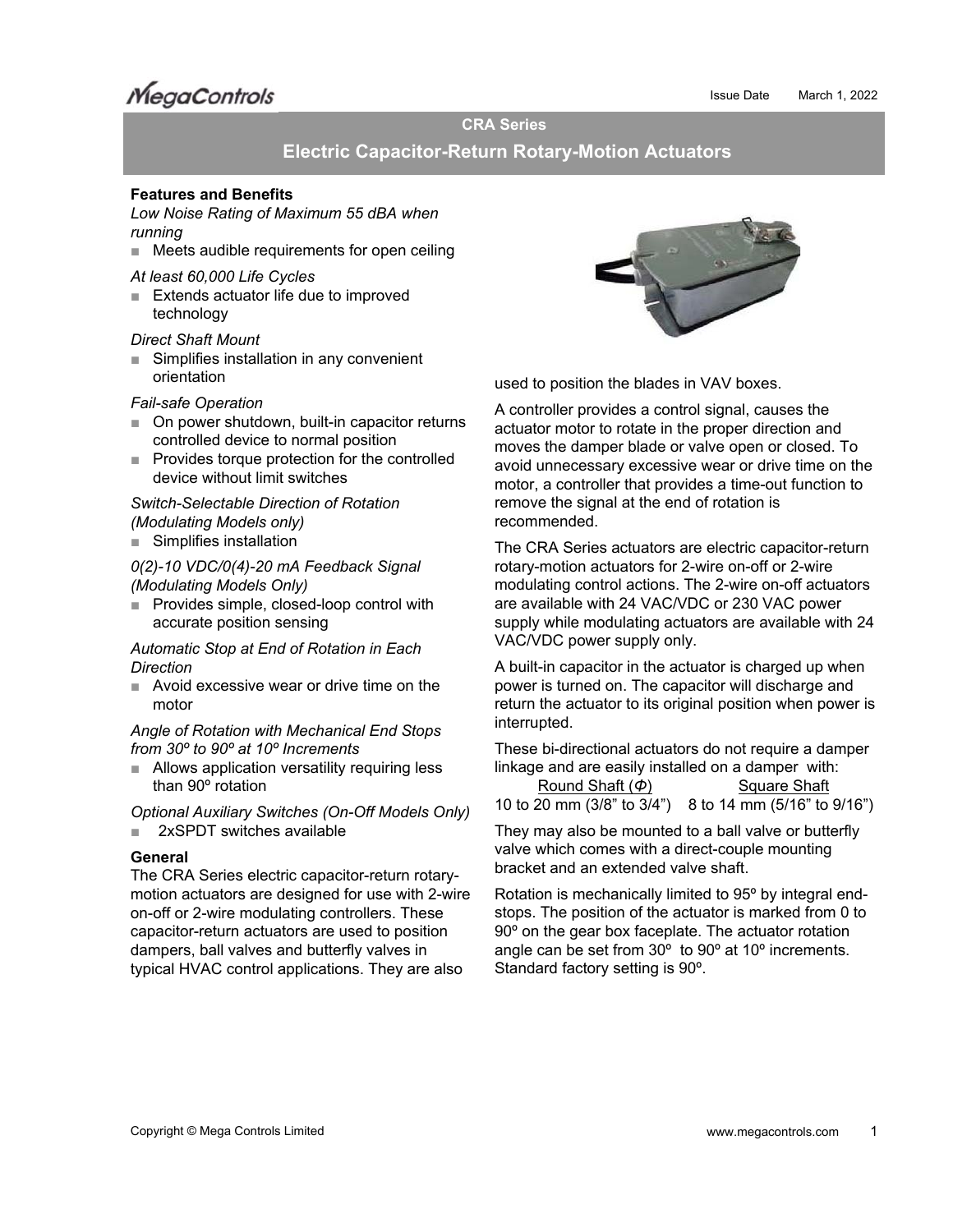MegaControls

Issue Date March 1, 2022

# CRA Series

## Electric Capacitor-Return Rotary-Motion Actuators

### Features and Benefits

*Low Noise Rating of Maximum 55 dBA when running*

- Meets audible requirements for open ceiling

*At least 60,000 Life Cycles*

- Extends actuator life due to improved technology

*Direct Shaft Mount*

- Simplifies installation in any convenient orientation

*Fail-safe Operation*

- On power shutdown, built-in capacitor returns controlled device to normal position
- Provides torque protection for the controlled device without limit switches

*Switch-Selectable Direction of Rotation (Modulating Models only)*

- Simplifies installation

*0(2)-10 VDC/0(4)-20 mA Feedback Signal (Modulating Models Only)*

- Provides simple, closed-loop control with accurate position sensing

*Automatic Stop at End of Rotation in Each Direction*

- Avoid excessive wear or drive time on the motor

*Angle of Rotation with Mechanical End Stops from 30º to 90º at 10º Increments*

- Allows application versatility requiring less than 90º rotation

*Optional Auxiliary Switches (On-Off Models Only)*

- 2xSPDT switches available

### General

The CRA Series electric capacitor-return rotary-motion actuators are designed for use with 2-wire on-off or 2-wire modulating controllers. These capacitor-return actuators are used to position dampers, ball valves and butterfly valves in typical HVAC control applications. They are also used to position the blades in VAV boxes.

A controller provides a control signal, causes the actuator motor to rotate in the proper direction and moves the damper blade or valve open or closed. To avoid unnecessary excessive wear or drive time on the motor, a controller that provides a time-out function to remove the signal at the end of rotation is recommended.

The CRA Series actuators are electric capacitor-return rotary-motion actuators for 2-wire on-off or 2-wire modulating control actions. The 2-wire on-off actuators are available with 24 VAC/VDC or 230 VAC power supply while modulating actuators are available with 24 VAC/VDC power supply only.

A built-in capacitor in the actuator is charged up when power is turned on. The capacitor will discharge and return the actuator to its original position when power is interrupted.

These bi-directional actuators do not require a damper linkage and are easily installed on a damper with:

| Round Shaft (Φ) | Square Shaft |
|---|---|
| 10 to 20 mm (3/8" to 3/4") | 8 to 14 mm (5/16" to 9/16") |

They may also be mounted to a ball valve or butterfly valve which comes with a direct-couple mounting bracket and an extended valve shaft.

Rotation is mechanically limited to 95º by integral end-stops. The position of the actuator is marked from 0 to 90º on the gear box faceplate. The actuator rotation angle can be set from 30º to 90º at 10º increments. Standard factory setting is 90º.

Copyright © Mega Controls Limited www.megacontrols.com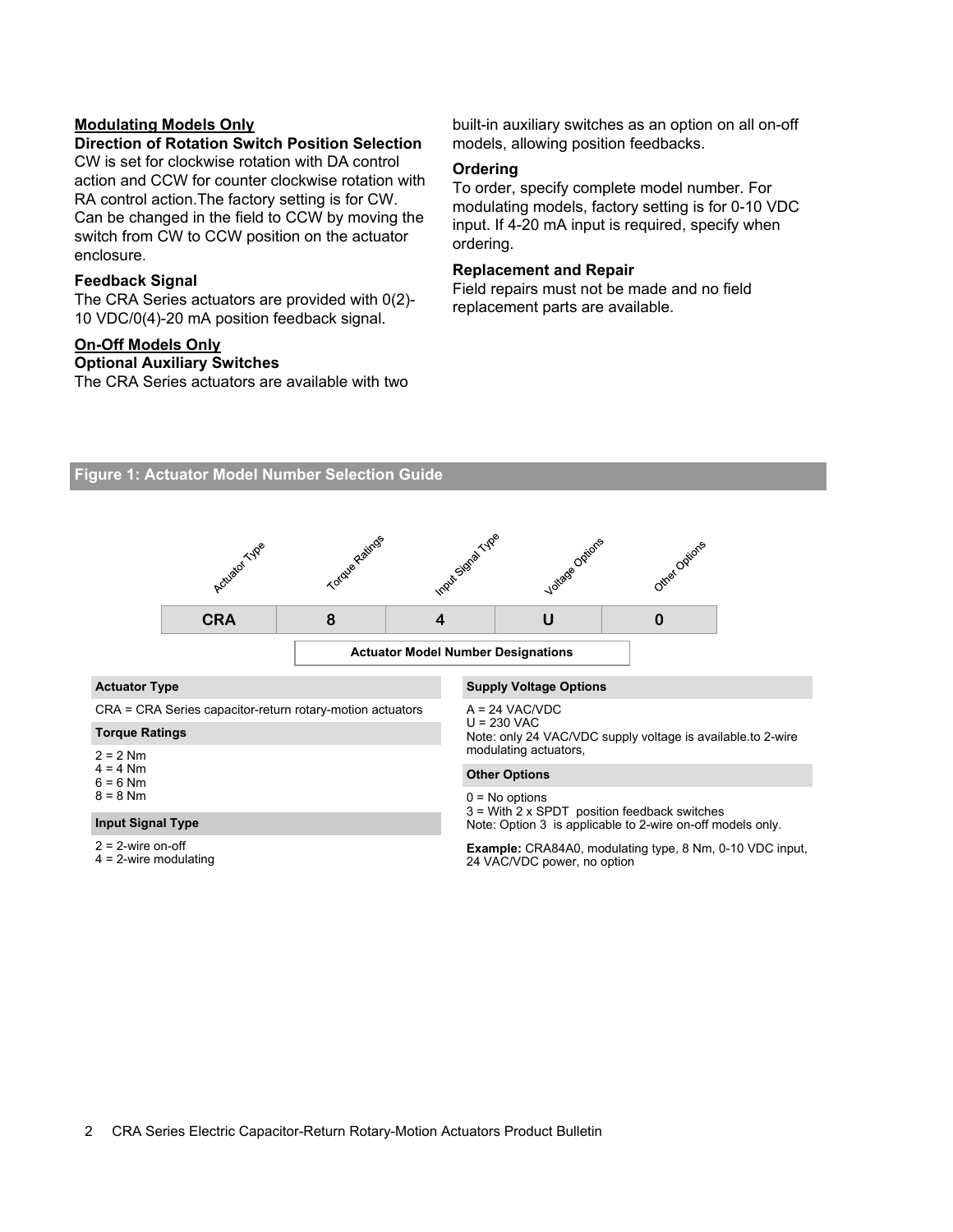**Modulating Models Only**

### Direction of Rotation Switch Position Selection

CW is set for clockwise rotation with DA control action and CCW for counter clockwise rotation with RA control action.The factory setting is for CW. Can be changed in the field to CCW by moving the switch from CW to CCW position on the actuator enclosure.

### Feedback Signal

The CRA Series actuators are provided with 0(2)-10 VDC/0(4)-20 mA position feedback signal.

**On-Off Models Only**

### Optional Auxiliary Switches

The CRA Series actuators are available with two built-in auxiliary switches as an option on all on-off models, allowing position feedbacks.

### Ordering

To order, specify complete model number. For modulating models, factory setting is for 0-10 VDC input. If 4-20 mA input is required, specify when ordering.

### Replacement and Repair

Field repairs must not be made and no field replacement parts are available.

## Figure 1: Actuator Model Number Selection Guide

| Actuator Type | Torque Ratings | Input Signal Type | Voltage Options | Other Options |
|---|---|---|---|---|
| CRA | 8 | 4 | U | 0 |

**Actuator Model Number Designations**

**Actuator Type**

CRA = CRA Series capacitor-return rotary-motion actuators

**Torque Ratings**

2 = 2 Nm
4 = 4 Nm
6 = 6 Nm
8 = 8 Nm

**Input Signal Type**

2 = 2-wire on-off
4 = 2-wire modulating

**Supply Voltage Options**

A = 24 VAC/VDC
U = 230 VAC
Note: only 24 VAC/VDC supply voltage is available.to 2-wire modulating actuators,

**Other Options**

0 = No options
3 = With 2 x SPDT position feedback switches
Note: Option 3 is applicable to 2-wire on-off models only.

**Example:** CRA84A0, modulating type, 8 Nm, 0-10 VDC input, 24 VAC/VDC power, no option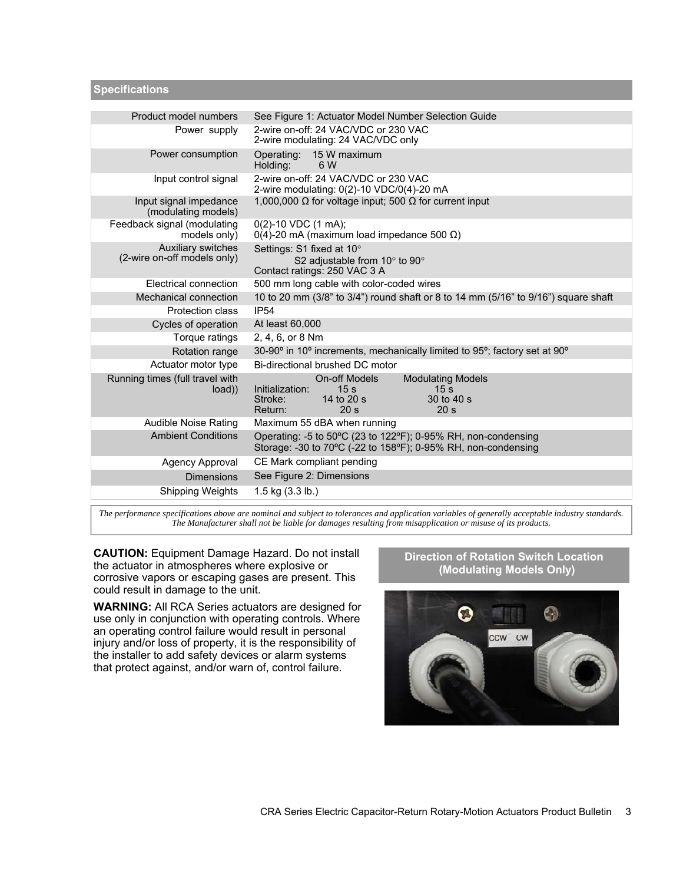## Specifications

| | |
|---|---|
| Product model numbers | See Figure 1: Actuator Model Number Selection Guide |
| Power supply | 2-wire on-off: 24 VAC/VDC or 230 VAC<br>2-wire modulating: 24 VAC/VDC only |
| Power consumption | Operating: 15 W maximum<br>Holding: 6 W |
| Input control signal | 2-wire on-off: 24 VAC/VDC or 230 VAC<br>2-wire modulating: 0(2)-10 VDC/0(4)-20 mA |
| Input signal impedance (modulating models) | 1,000,000 Ω for voltage input; 500 Ω for current input |
| Feedback signal (modulating models only) | 0(2)-10 VDC (1 mA);<br>0(4)-20 mA (maximum load impedance 500 Ω) |
| Auxiliary switches (2-wire on-off models only) | Settings: S1 fixed at 10°<br>S2 adjustable from 10° to 90°<br>Contact ratings: 250 VAC 3 A |
| Electrical connection | 500 mm long cable with color-coded wires |
| Mechanical connection | 10 to 20 mm (3/8" to 3/4") round shaft or 8 to 14 mm (5/16" to 9/16") square shaft |
| Protection class | IP54 |
| Cycles of operation | At least 60,000 |
| Torque ratings | 2, 4, 6, or 8 Nm |
| Rotation range | 30-90º in 10º increments, mechanically limited to 95º; factory set at 90º |
| Actuator motor type | Bi-directional brushed DC motor |
| Running times (full travel with load)) | On-off Models / Modulating Models<br>Initialization: 15 s / 15 s<br>Stroke: 14 to 20 s / 30 to 40 s<br>Return: 20 s / 20 s |
| Audible Noise Rating | Maximum 55 dBA when running |
| Ambient Conditions | Operating: -5 to 50ºC (23 to 122ºF); 0-95% RH, non-condensing<br>Storage: -30 to 70ºC (-22 to 158ºF); 0-95% RH, non-condensing |
| Agency Approval | CE Mark compliant pending |
| Dimensions | See Figure 2: Dimensions |
| Shipping Weights | 1.5 kg (3.3 lb.) |

*The performance specifications above are nominal and subject to tolerances and application variables of generally acceptable industry standards. The Manufacturer shall not be liable for damages resulting from misapplication or misuse of its products.*

**CAUTION:** Equipment Damage Hazard. Do not install the actuator in atmospheres where explosive or corrosive vapors or escaping gases are present. This could result in damage to the unit.

**WARNING:** All RCA Series actuators are designed for use only in conjunction with operating controls. Where an operating control failure would result in personal injury and/or loss of property, it is the responsibility of the installer to add safety devices or alarm systems that protect against, and/or warn of, control failure.

### Direction of Rotation Switch Location (Modulating Models Only)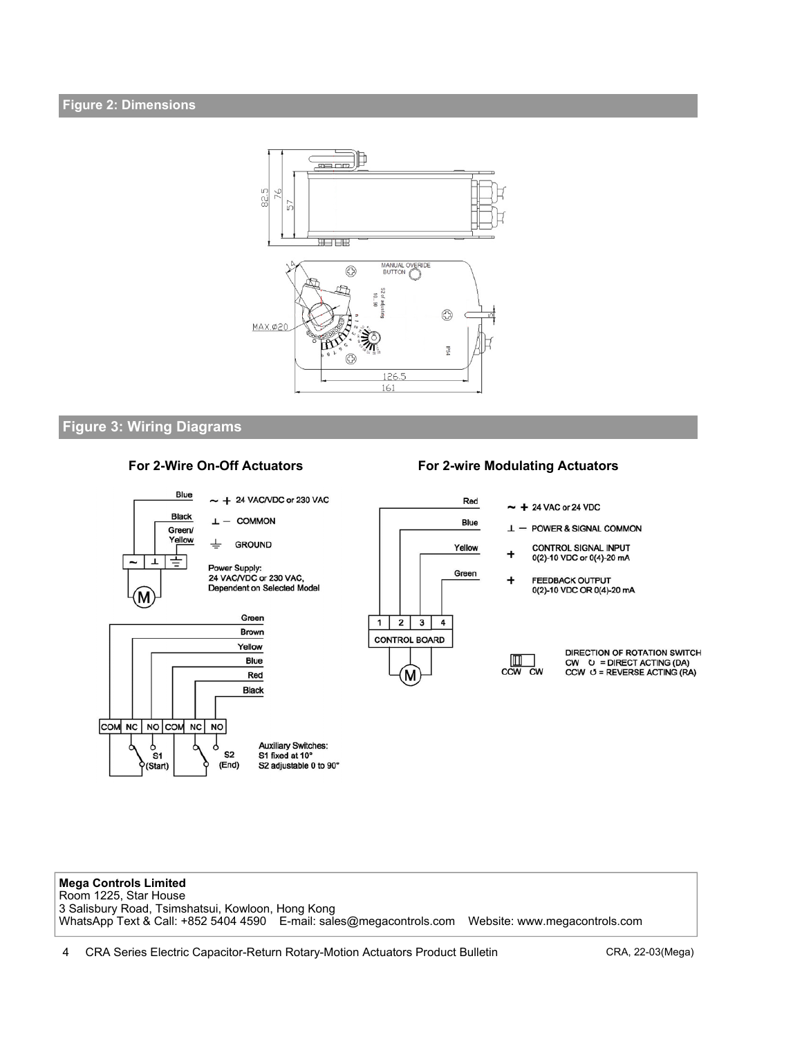## Figure 2: Dimensions

82.5
76
57

14
MANUAL OVERIDE BUTTON
MAX.Ø20
5
126.5
161

## Figure 3: Wiring Diagrams

**For 2-Wire On-Off Actuators**

Blue — ~ + 24 VAC/VDC or 230 VAC

Black — ⊥ − COMMON

Green/Yellow — ⏚ GROUND

Power Supply:
24 VAC/VDC or 230 VAC,
Dependent on Selected Model

Green
Brown
Yellow
Blue
Red
Black

COM NC NO COM NC NO

S1 (Start)
S2 (End)

Auxiliary Switches:
S1 fixed at 10°
S2 adjustable 0 to 90°

**For 2-wire Modulating Actuators**

Red — ~ + 24 VAC or 24 VDC

Blue — ⊥ − POWER & SIGNAL COMMON

Yellow — + CONTROL SIGNAL INPUT 0(2)-10 VDC or 0(4)-20 mA

Green — + FEEDBACK OUTPUT 0(2)-10 VDC OR 0(4)-20 mA

1 2 3 4
CONTROL BOARD

CCW CW

DIRECTION OF ROTATION SWITCH
CW ↻ = DIRECT ACTING (DA)
CCW ↺ = REVERSE ACTING (RA)

**Mega Controls Limited**
Room 1225, Star House
3 Salisbury Road, Tsimshatsui, Kowloon, Hong Kong
WhatsApp Text & Call: +852 5404 4590 E-mail: sales@megacontrols.com Website: www.megacontrols.com